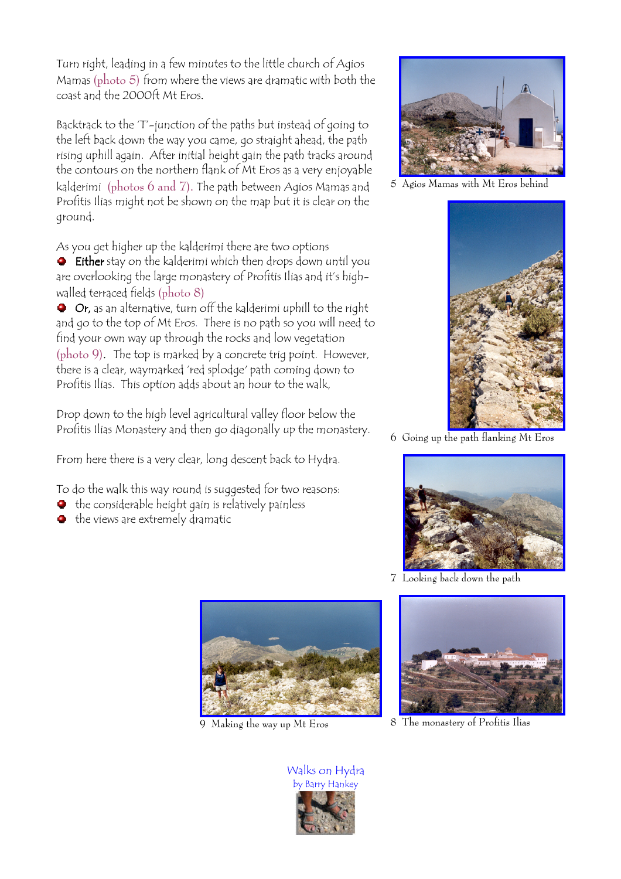Turn right, leading in a few minutes to the little church of Agios Mamas (photo 5) from where the views are dramatic with both the coast and the 2000ft Mt Eros.

Backtrack to the 'T'-junction of the paths but instead of going to the left back down the way you came, go straight ahead, the path rising uphill again. After initial height gain the path tracks around the contours on the northern flank of Mt Eros as a very enjoyable kalderimi (photos 6 and 7). The path between Agios Mamas and Profitis Ilias might not be shown on the map but it is clear on the ground.

As you get higher up the kalderimi there are two options

- **Either** stay on the kalderimi which then drops down until you are overlooking the large monastery of Profitis Ilias and it's high-walled terraced fields (photo 8)
- **Or,** as an alternative, turn off the kalderimi uphill to the right and go to the top of Mt Eros. There is no path so you will need to find your own way up through the rocks and low vegetation (photo 9). The top is marked by a concrete trig point. However, there is a clear, waymarked 'red splodge' path coming down to Profitis Ilias. This option adds about an hour to the walk,

Drop down to the high level agricultural valley floor below the Profitis Ilias Monastery and then go diagonally up the monastery.

From here there is a very clear, long descent back to Hydra.

To do the walk this way round is suggested for two reasons:

- the considerable height gain is relatively painless
- the views are extremely dramatic

5 Agios Mamas with Mt Eros behind

6 Going up the path flanking Mt Eros

7 Looking back down the path

9 Making the way up Mt Eros

8 The monastery of Profitis Ilias

Walks on Hydra
by Barry Hankey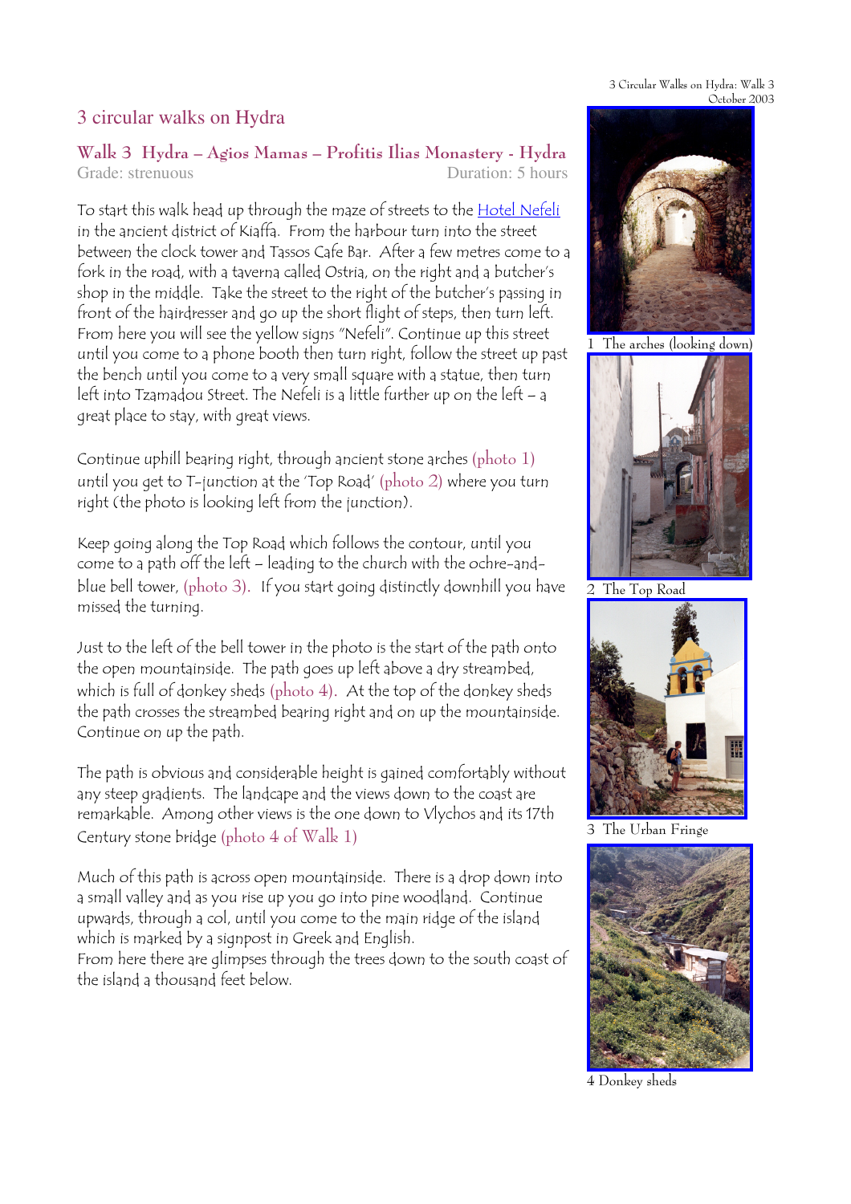# 3 circular walks on Hydra

## Walk 3 Hydra – Agios Mamas – Profitis Ilias Monastery - Hydra

Grade: strenuous Duration: 5 hours

To start this walk head up through the maze of streets to the Hotel Nefeli in the ancient district of Kiaffa. From the harbour turn into the street between the clock tower and Tassos Cafe Bar. After a few metres come to a fork in the road, with a taverna called Ostria, on the right and a butcher's shop in the middle. Take the street to the right of the butcher's passing in front of the hairdresser and go up the short flight of steps, then turn left. From here you will see the yellow signs "Nefeli". Continue up this street until you come to a phone booth then turn right, follow the street up past the bench until you come to a very small square with a statue, then turn left into Tzamadou Street. The Nefeli is a little further up on the left – a great place to stay, with great views.

Continue uphill bearing right, through ancient stone arches (photo 1) until you get to T-junction at the 'Top Road' (photo 2) where you turn right (the photo is looking left from the junction).

Keep going along the Top Road which follows the contour, until you come to a path off the left – leading to the church with the ochre-and-blue bell tower, (photo 3). If you start going distinctly downhill you have missed the turning.

Just to the left of the bell tower in the photo is the start of the path onto the open mountainside. The path goes up left above a dry streambed, which is full of donkey sheds (photo 4). At the top of the donkey sheds the path crosses the streambed bearing right and on up the mountainside. Continue on up the path.

The path is obvious and considerable height is gained comfortably without any steep gradients. The landcape and the views down to the coast are remarkable. Among other views is the one down to Vlychos and its 17th Century stone bridge (photo 4 of Walk 1)

Much of this path is across open mountainside. There is a drop down into a small valley and as you rise up you go into pine woodland. Continue upwards, through a col, until you come to the main ridge of the island which is marked by a signpost in Greek and English.
From here there are glimpses through the trees down to the south coast of the island a thousand feet below.

1 The arches (looking down)

2 The Top Road

3 The Urban Fringe

4 Donkey sheds